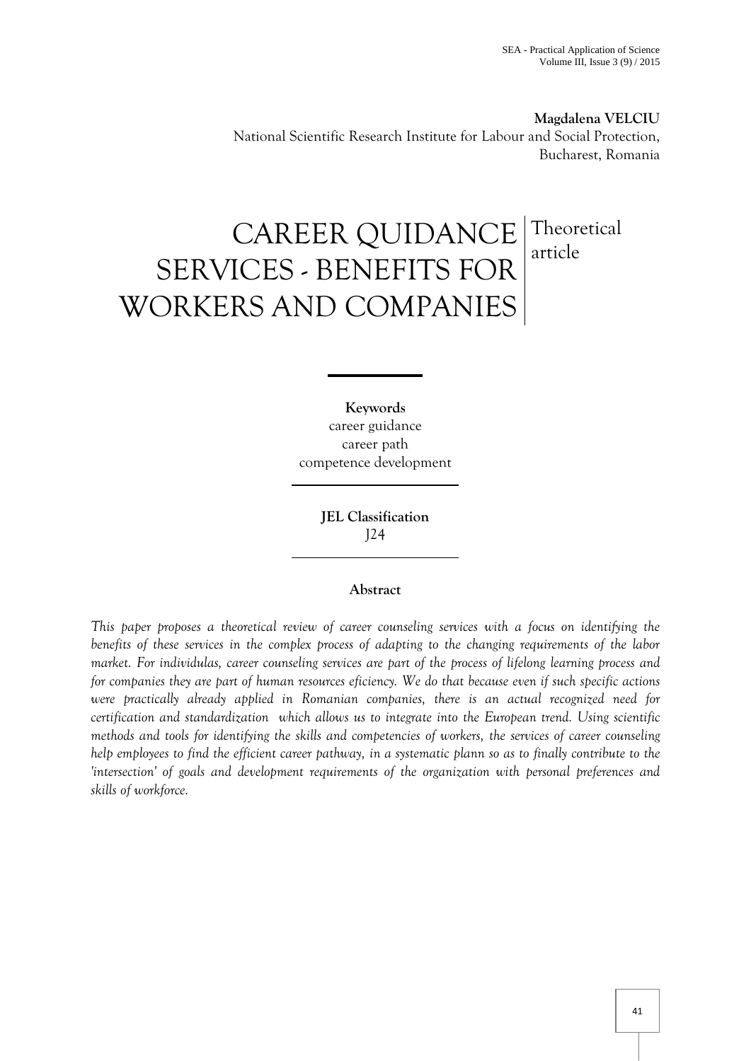**Magdalena VELCIU**
National Scientific Research Institute for Labour and Social Protection, Bucharest, Romania

# CAREER QUIDANCE SERVICES - BENEFITS FOR WORKERS AND COMPANIES

Theoretical article

**Keywords**
career guidance
career path
competence development

**JEL Classification**
J24

**Abstract**

*This paper proposes a theoretical review of career counseling services with a focus on identifying the benefits of these services in the complex process of adapting to the changing requirements of the labor market. For individulas, career counseling services are part of the process of lifelong learning process and for companies they are part of human resources eficiency. We do that because even if such specific actions were practically already applied in Romanian companies, there is an actual recognized need for certification and standardization which allows us to integrate into the European trend. Using scientific methods and tools for identifying the skills and competencies of workers, the services of career counseling help employees to find the efficient career pathway, in a systematic plann so as to finally contribute to the 'intersection' of goals and development requirements of the organization with personal preferences and skills of workforce.*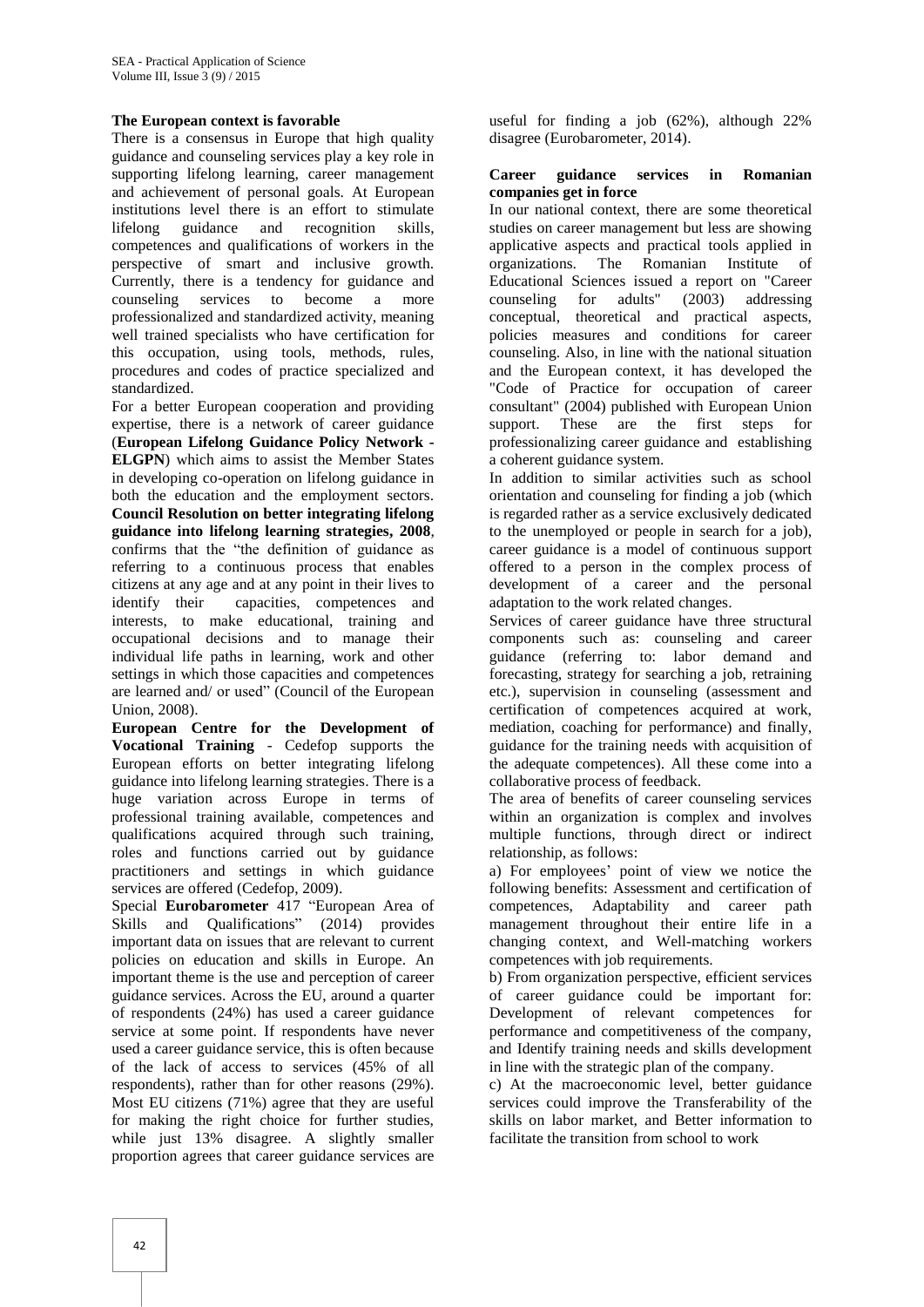### The European context is favorable

There is a consensus in Europe that high quality guidance and counseling services play a key role in supporting lifelong learning, career management and achievement of personal goals. At European institutions level there is an effort to stimulate lifelong guidance and recognition skills, competences and qualifications of workers in the perspective of smart and inclusive growth. Currently, there is a tendency for guidance and counseling services to become a more professionalized and standardized activity, meaning well trained specialists who have certification for this occupation, using tools, methods, rules, procedures and codes of practice specialized and standardized.

For a better European cooperation and providing expertise, there is a network of career guidance (**European Lifelong Guidance Policy Network - ELGPN**) which aims to assist the Member States in developing co-operation on lifelong guidance in both the education and the employment sectors. **Council Resolution on better integrating lifelong guidance into lifelong learning strategies, 2008**, confirms that the "the definition of guidance as referring to a continuous process that enables citizens at any age and at any point in their lives to identify their capacities, competences and interests, to make educational, training and occupational decisions and to manage their individual life paths in learning, work and other settings in which those capacities and competences are learned and/ or used" (Council of the European Union, 2008).

**European Centre for the Development of Vocational Training** - Cedefop supports the European efforts on better integrating lifelong guidance into lifelong learning strategies. There is a huge variation across Europe in terms of professional training available, competences and qualifications acquired through such training, roles and functions carried out by guidance practitioners and settings in which guidance services are offered (Cedefop, 2009).

Special **Eurobarometer** 417 "European Area of Skills and Qualifications" (2014) provides important data on issues that are relevant to current policies on education and skills in Europe. An important theme is the use and perception of career guidance services. Across the EU, around a quarter of respondents (24%) has used a career guidance service at some point. If respondents have never used a career guidance service, this is often because of the lack of access to services (45% of all respondents), rather than for other reasons (29%). Most EU citizens (71%) agree that they are useful for making the right choice for further studies, while just 13% disagree. A slightly smaller proportion agrees that career guidance services are useful for finding a job (62%), although 22% disagree (Eurobarometer, 2014).

### Career guidance services in Romanian companies get in force

In our national context, there are some theoretical studies on career management but less are showing applicative aspects and practical tools applied in organizations. The Romanian Institute of Educational Sciences issued a report on "Career counseling for adults" (2003) addressing conceptual, theoretical and practical aspects, policies measures and conditions for career counseling. Also, in line with the national situation and the European context, it has developed the "Code of Practice for occupation of career consultant" (2004) published with European Union support. These are the first steps for professionalizing career guidance and establishing a coherent guidance system.

In addition to similar activities such as school orientation and counseling for finding a job (which is regarded rather as a service exclusively dedicated to the unemployed or people in search for a job), career guidance is a model of continuous support offered to a person in the complex process of development of a career and the personal adaptation to the work related changes.

Services of career guidance have three structural components such as: counseling and career guidance (referring to: labor demand and forecasting, strategy for searching a job, retraining etc.), supervision in counseling (assessment and certification of competences acquired at work, mediation, coaching for performance) and finally, guidance for the training needs with acquisition of the adequate competences). All these come into a collaborative process of feedback.

The area of benefits of career counseling services within an organization is complex and involves multiple functions, through direct or indirect relationship, as follows:

a) For employees' point of view we notice the following benefits: Assessment and certification of competences, Adaptability and career path management throughout their entire life in a changing context, and Well-matching workers competences with job requirements.

b) From organization perspective, efficient services of career guidance could be important for: Development of relevant competences for performance and competitiveness of the company, and Identify training needs and skills development in line with the strategic plan of the company.

c) At the macroeconomic level, better guidance services could improve the Transferability of the skills on labor market, and Better information to facilitate the transition from school to work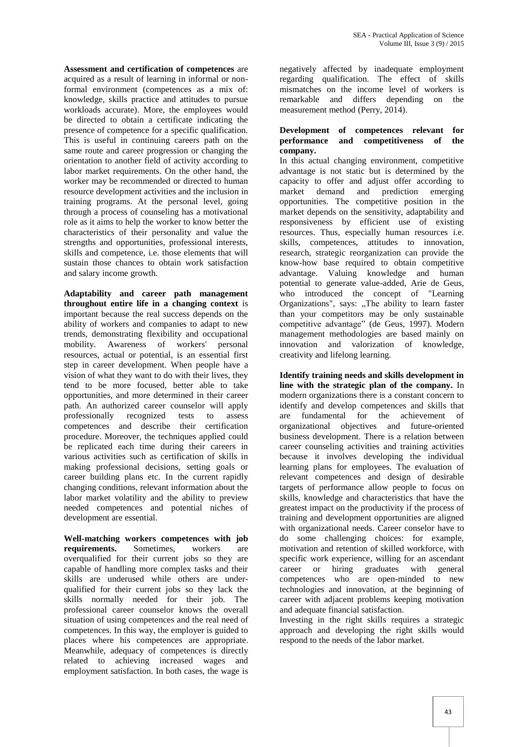**Assessment and certification of competences** are acquired as a result of learning in informal or non-formal environment (competences as a mix of: knowledge, skills practice and attitudes to pursue workloads accurate). More, the employees would be directed to obtain a certificate indicating the presence of competence for a specific qualification. This is useful in continuing careers path on the same route and career progression or changing the orientation to another field of activity according to labor market requirements. On the other hand, the worker may be recommended or directed to human resource development activities and the inclusion in training programs. At the personal level, going through a process of counseling has a motivational role as it aims to help the worker to know better the characteristics of their personality and value the strengths and opportunities, professional interests, skills and competence, i.e. those elements that will sustain those chances to obtain work satisfaction and salary income growth.

**Adaptability and career path management throughout entire life in a changing context** is important because the real success depends on the ability of workers and companies to adapt to new trends, demonstrating flexibility and occupational mobility. Awareness of workers' personal resources, actual or potential, is an essential first step in career development. When people have a vision of what they want to do with their lives, they tend to be more focused, better able to take opportunities, and more determined in their career path. An authorized career counselor will apply professionally recognized tests to assess competences and describe their certification procedure. Moreover, the techniques applied could be replicated each time during their careers in various activities such as certification of skills in making professional decisions, setting goals or career building plans etc. In the current rapidly changing conditions, relevant information about the labor market volatility and the ability to preview needed competences and potential niches of development are essential.

**Well-matching workers competences with job requirements.** Sometimes, workers are overqualified for their current jobs so they are capable of handling more complex tasks and their skills are underused while others are under-qualified for their current jobs so they lack the skills normally needed for their job. The professional career counselor knows the overall situation of using competences and the real need of competences. In this way, the employer is guided to places where his competences are appropriate. Meanwhile, adequacy of competences is directly related to achieving increased wages and employment satisfaction. In both cases, the wage is negatively affected by inadequate employment regarding qualification. The effect of skills mismatches on the income level of workers is remarkable and differs depending on the measurement method (Perry, 2014).

**Development of competences relevant for performance and competitiveness of the company.**
In this actual changing environment, competitive advantage is not static but is determined by the capacity to offer and adjust offer according to market demand and prediction emerging opportunities. The competitive position in the market depends on the sensitivity, adaptability and responsiveness by efficient use of existing resources. Thus, especially human resources i.e. skills, competences, attitudes to innovation, research, strategic reorganization can provide the know-how base required to obtain competitive advantage. Valuing knowledge and human potential to generate value-added, Arie de Geus, who introduced the concept of "Learning Organizations", says: „The ability to learn faster than your competitors may be only sustainable competitive advantage" (de Geus, 1997). Modern management methodologies are based mainly on innovation and valorization of knowledge, creativity and lifelong learning.

**Identify training needs and skills development in line with the strategic plan of the company.** In modern organizations there is a constant concern to identify and develop competences and skills that are fundamental for the achievement of organizational objectives and future-oriented business development. There is a relation between career counseling activities and training activities because it involves developing the individual learning plans for employees. The evaluation of relevant competences and design of desirable targets of performance allow people to focus on skills, knowledge and characteristics that have the greatest impact on the productivity if the process of training and development opportunities are aligned with organizational needs. Career conselor have to do some challenging choices: for example, motivation and retention of skilled workforce, with specific work experience, willing for an ascendant career or hiring graduates with general competences who are open-minded to new technologies and innovation, at the beginning of career with adjacent problems keeping motivation and adequate financial satisfaction.
Investing in the right skills requires a strategic approach and developing the right skills would respond to the needs of the labor market.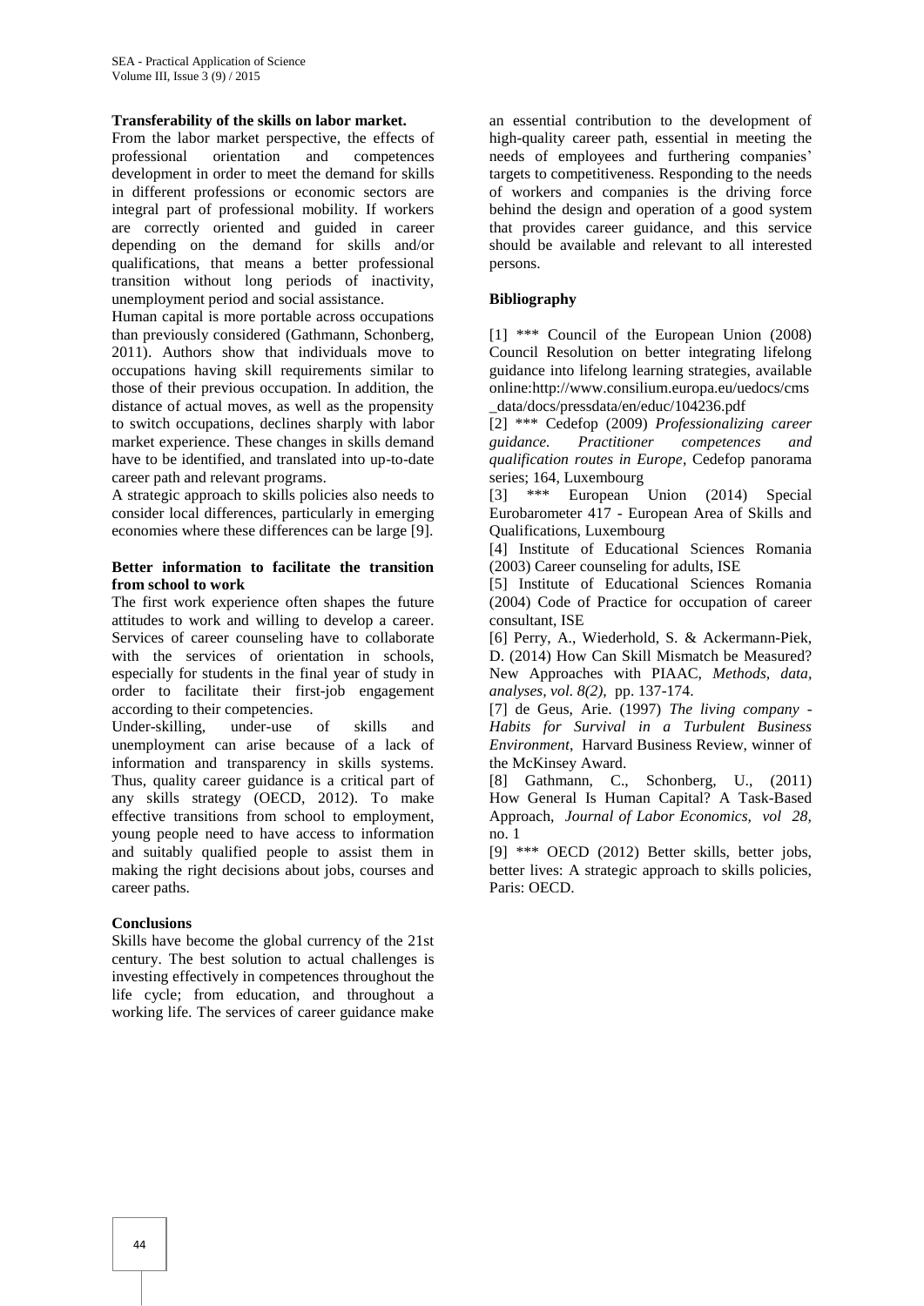**Transferability of the skills on labor market.**

From the labor market perspective, the effects of professional orientation and competences development in order to meet the demand for skills in different professions or economic sectors are integral part of professional mobility. If workers are correctly oriented and guided in career depending on the demand for skills and/or qualifications, that means a better professional transition without long periods of inactivity, unemployment period and social assistance.

Human capital is more portable across occupations than previously considered (Gathmann, Schonberg, 2011). Authors show that individuals move to occupations having skill requirements similar to those of their previous occupation. In addition, the distance of actual moves, as well as the propensity to switch occupations, declines sharply with labor market experience. These changes in skills demand have to be identified, and translated into up-to-date career path and relevant programs.

A strategic approach to skills policies also needs to consider local differences, particularly in emerging economies where these differences can be large [9].

**Better information to facilitate the transition from school to work**

The first work experience often shapes the future attitudes to work and willing to develop a career. Services of career counseling have to collaborate with the services of orientation in schools, especially for students in the final year of study in order to facilitate their first-job engagement according to their competencies.

Under-skilling, under-use of skills and unemployment can arise because of a lack of information and transparency in skills systems. Thus, quality career guidance is a critical part of any skills strategy (OECD, 2012). To make effective transitions from school to employment, young people need to have access to information and suitably qualified people to assist them in making the right decisions about jobs, courses and career paths.

**Conclusions**

Skills have become the global currency of the 21st century. The best solution to actual challenges is investing effectively in competences throughout the life cycle; from education, and throughout a working life. The services of career guidance make an essential contribution to the development of high-quality career path, essential in meeting the needs of employees and furthering companies' targets to competitiveness. Responding to the needs of workers and companies is the driving force behind the design and operation of a good system that provides career guidance, and this service should be available and relevant to all interested persons.

**Bibliography**

[1] *** Council of the European Union (2008) Council Resolution on better integrating lifelong guidance into lifelong learning strategies, available online:http://www.consilium.europa.eu/uedocs/cms_data/docs/pressdata/en/educ/104236.pdf

[2] *** Cedefop (2009) *Professionalizing career guidance. Practitioner competences and qualification routes in Europe*, Cedefop panorama series; 164, Luxembourg

[3] *** European Union (2014) Special Eurobarometer 417 - European Area of Skills and Qualifications, Luxembourg

[4] Institute of Educational Sciences Romania (2003) Career counseling for adults, ISE

[5] Institute of Educational Sciences Romania (2004) Code of Practice for occupation of career consultant, ISE

[6] Perry, A., Wiederhold, S. & Ackermann-Piek, D. (2014) How Can Skill Mismatch be Measured? New Approaches with PIAAC, *Methods, data, analyses, vol. 8(2),* pp. 137-174.

[7] de Geus, Arie. (1997) *The living company - Habits for Survival in a Turbulent Business Environment*, Harvard Business Review, winner of the McKinsey Award.

[8] Gathmann, C., Schonberg, U., (2011) How General Is Human Capital? A Task-Based Approach, *Journal of Labor Economics, vol 28,* no. 1

[9] *** OECD (2012) Better skills, better jobs, better lives: A strategic approach to skills policies, Paris: OECD.